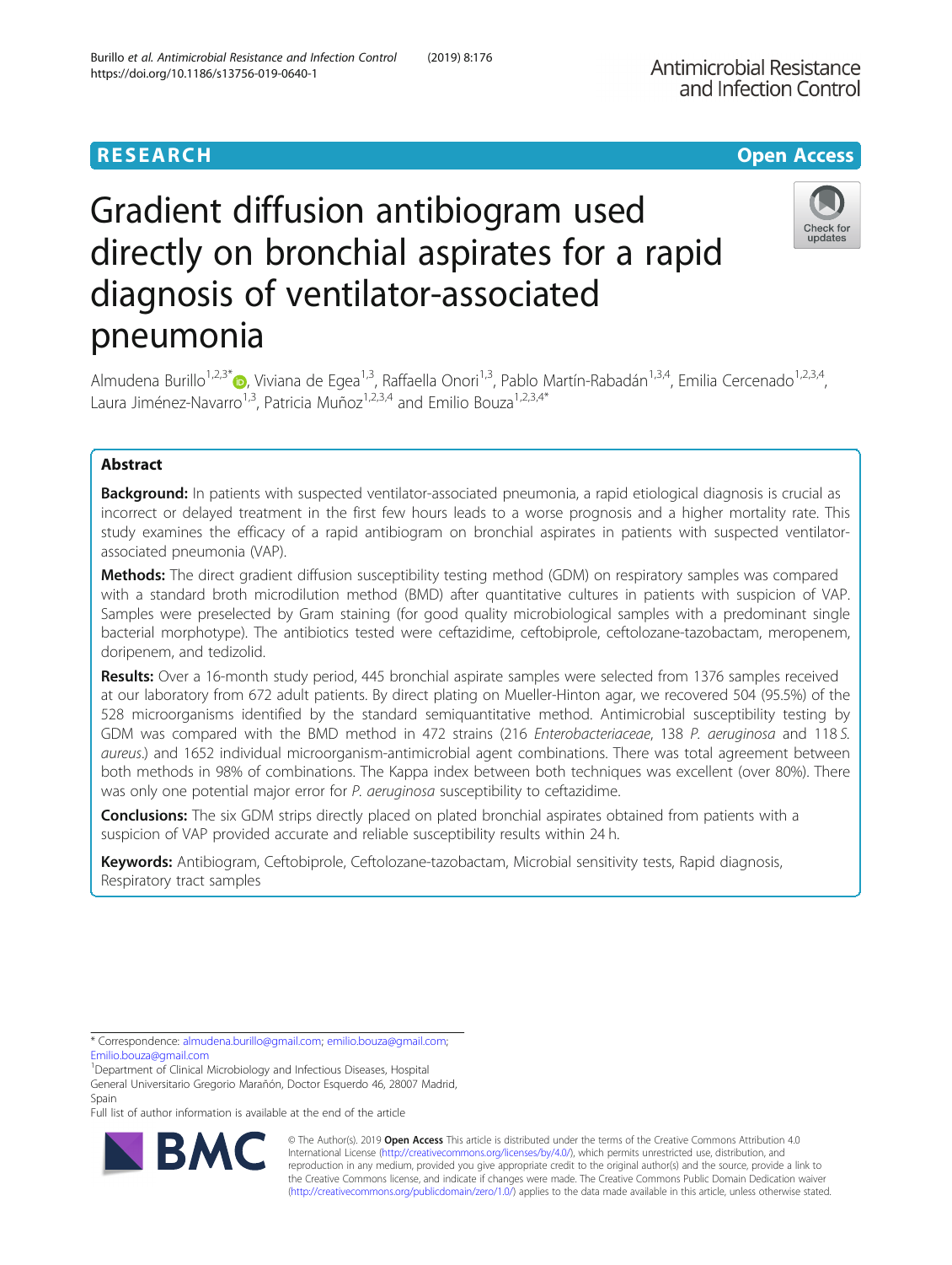RESEARCH

Open Access

# Gradient diffusion antibiogram used directly on bronchial aspirates for a rapid diagnosis of ventilator-associated pneumonia

Almudena Burillo[1,2,3*], Viviana de Egea[1,3], Raffaella Onori[1,3], Pablo Martín-Rabadán[1,3,4], Emilia Cercenado[1,2,3,4], Laura Jiménez-Navarro[1,3], Patricia Muñoz[1,2,3,4] and Emilio Bouza[1,2,3,4*]

## Abstract

**Background:** In patients with suspected ventilator-associated pneumonia, a rapid etiological diagnosis is crucial as incorrect or delayed treatment in the first few hours leads to a worse prognosis and a higher mortality rate. This study examines the efficacy of a rapid antibiogram on bronchial aspirates in patients with suspected ventilator-associated pneumonia (VAP).

**Methods:** The direct gradient diffusion susceptibility testing method (GDM) on respiratory samples was compared with a standard broth microdilution method (BMD) after quantitative cultures in patients with suspicion of VAP. Samples were preselected by Gram staining (for good quality microbiological samples with a predominant single bacterial morphotype). The antibiotics tested were ceftazidime, ceftobiprole, ceftolozane-tazobactam, meropenem, doripenem, and tedizolid.

**Results:** Over a 16-month study period, 445 bronchial aspirate samples were selected from 1376 samples received at our laboratory from 672 adult patients. By direct plating on Mueller-Hinton agar, we recovered 504 (95.5%) of the 528 microorganisms identified by the standard semiquantitative method. Antimicrobial susceptibility testing by GDM was compared with the BMD method in 472 strains (216 *Enterobacteriaceae*, 138 *P. aeruginosa* and 118 *S. aureus*.) and 1652 individual microorganism-antimicrobial agent combinations. There was total agreement between both methods in 98% of combinations. The Kappa index between both techniques was excellent (over 80%). There was only one potential major error for *P. aeruginosa* susceptibility to ceftazidime.

**Conclusions:** The six GDM strips directly placed on plated bronchial aspirates obtained from patients with a suspicion of VAP provided accurate and reliable susceptibility results within 24 h.

**Keywords:** Antibiogram, Ceftobiprole, Ceftolozane-tazobactam, Microbial sensitivity tests, Rapid diagnosis, Respiratory tract samples

\* Correspondence: almudena.burillo@gmail.com; emilio.bouza@gmail.com; Emilio.bouza@gmail.com

[1]Department of Clinical Microbiology and Infectious Diseases, Hospital General Universitario Gregorio Marañón, Doctor Esquerdo 46, 28007 Madrid, Spain

Full list of author information is available at the end of the article

© The Author(s). 2019 **Open Access** This article is distributed under the terms of the Creative Commons Attribution 4.0 International License (http://creativecommons.org/licenses/by/4.0/), which permits unrestricted use, distribution, and reproduction in any medium, provided you give appropriate credit to the original author(s) and the source, provide a link to the Creative Commons license, and indicate if changes were made. The Creative Commons Public Domain Dedication waiver (http://creativecommons.org/publicdomain/zero/1.0/) applies to the data made available in this article, unless otherwise stated.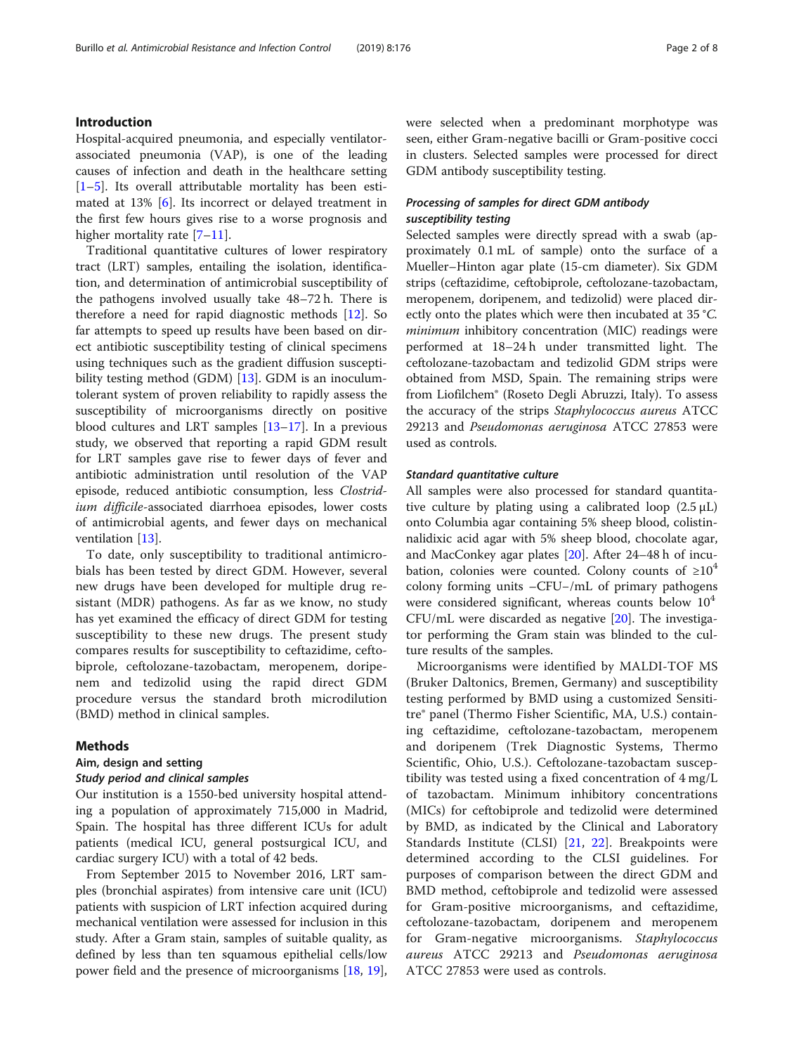## Introduction

Hospital-acquired pneumonia, and especially ventilator-associated pneumonia (VAP), is one of the leading causes of infection and death in the healthcare setting [1–5]. Its overall attributable mortality has been estimated at 13% [6]. Its incorrect or delayed treatment in the first few hours gives rise to a worse prognosis and higher mortality rate [7–11].

Traditional quantitative cultures of lower respiratory tract (LRT) samples, entailing the isolation, identification, and determination of antimicrobial susceptibility of the pathogens involved usually take 48–72 h. There is therefore a need for rapid diagnostic methods [12]. So far attempts to speed up results have been based on direct antibiotic susceptibility testing of clinical specimens using techniques such as the gradient diffusion susceptibility testing method (GDM) [13]. GDM is an inoculum-tolerant system of proven reliability to rapidly assess the susceptibility of microorganisms directly on positive blood cultures and LRT samples [13–17]. In a previous study, we observed that reporting a rapid GDM result for LRT samples gave rise to fewer days of fever and antibiotic administration until resolution of the VAP episode, reduced antibiotic consumption, less *Clostridium difficile*-associated diarrhoea episodes, lower costs of antimicrobial agents, and fewer days on mechanical ventilation [13].

To date, only susceptibility to traditional antimicrobials has been tested by direct GDM. However, several new drugs have been developed for multiple drug resistant (MDR) pathogens. As far as we know, no study has yet examined the efficacy of direct GDM for testing susceptibility to these new drugs. The present study compares results for susceptibility to ceftazidime, ceftobiprole, ceftolozane-tazobactam, meropenem, doripenem and tedizolid using the rapid direct GDM procedure versus the standard broth microdilution (BMD) method in clinical samples.

## Methods

### Aim, design and setting

#### *Study period and clinical samples*

Our institution is a 1550-bed university hospital attending a population of approximately 715,000 in Madrid, Spain. The hospital has three different ICUs for adult patients (medical ICU, general postsurgical ICU, and cardiac surgery ICU) with a total of 42 beds.

From September 2015 to November 2016, LRT samples (bronchial aspirates) from intensive care unit (ICU) patients with suspicion of LRT infection acquired during mechanical ventilation were assessed for inclusion in this study. After a Gram stain, samples of suitable quality, as defined by less than ten squamous epithelial cells/low power field and the presence of microorganisms [18, 19], were selected when a predominant morphotype was seen, either Gram-negative bacilli or Gram-positive cocci in clusters. Selected samples were processed for direct GDM antibody susceptibility testing.

#### *Processing of samples for direct GDM antibody susceptibility testing*

Selected samples were directly spread with a swab (approximately 0.1 mL of sample) onto the surface of a Mueller–Hinton agar plate (15-cm diameter). Six GDM strips (ceftazidime, ceftobiprole, ceftolozane-tazobactam, meropenem, doripenem, and tedizolid) were placed directly onto the plates which were then incubated at 35 °C. *minimum* inhibitory concentration (MIC) readings were performed at 18–24 h under transmitted light. The ceftolozane-tazobactam and tedizolid GDM strips were obtained from MSD, Spain. The remaining strips were from Liofilchem® (Roseto Degli Abruzzi, Italy). To assess the accuracy of the strips *Staphylococcus aureus* ATCC 29213 and *Pseudomonas aeruginosa* ATCC 27853 were used as controls.

#### *Standard quantitative culture*

All samples were also processed for standard quantitative culture by plating using a calibrated loop (2.5 μL) onto Columbia agar containing 5% sheep blood, colistin-nalidixic acid agar with 5% sheep blood, chocolate agar, and MacConkey agar plates [20]. After 24–48 h of incubation, colonies were counted. Colony counts of $\geq 10^4$ colony forming units –CFU–/mL of primary pathogens were considered significant, whereas counts below $10^4$ CFU/mL were discarded as negative [20]. The investigator performing the Gram stain was blinded to the culture results of the samples.

Microorganisms were identified by MALDI-TOF MS (Bruker Daltonics, Bremen, Germany) and susceptibility testing performed by BMD using a customized Sensititre® panel (Thermo Fisher Scientific, MA, U.S.) containing ceftazidime, ceftolozane-tazobactam, meropenem and doripenem (Trek Diagnostic Systems, Thermo Scientific, Ohio, U.S.). Ceftolozane-tazobactam susceptibility was tested using a fixed concentration of 4 mg/L of tazobactam. Minimum inhibitory concentrations (MICs) for ceftobiprole and tedizolid were determined by BMD, as indicated by the Clinical and Laboratory Standards Institute (CLSI) [21, 22]. Breakpoints were determined according to the CLSI guidelines. For purposes of comparison between the direct GDM and BMD method, ceftobiprole and tedizolid were assessed for Gram-positive microorganisms, and ceftazidime, ceftolozane-tazobactam, doripenem and meropenem for Gram-negative microorganisms. *Staphylococcus aureus* ATCC 29213 and *Pseudomonas aeruginosa* ATCC 27853 were used as controls.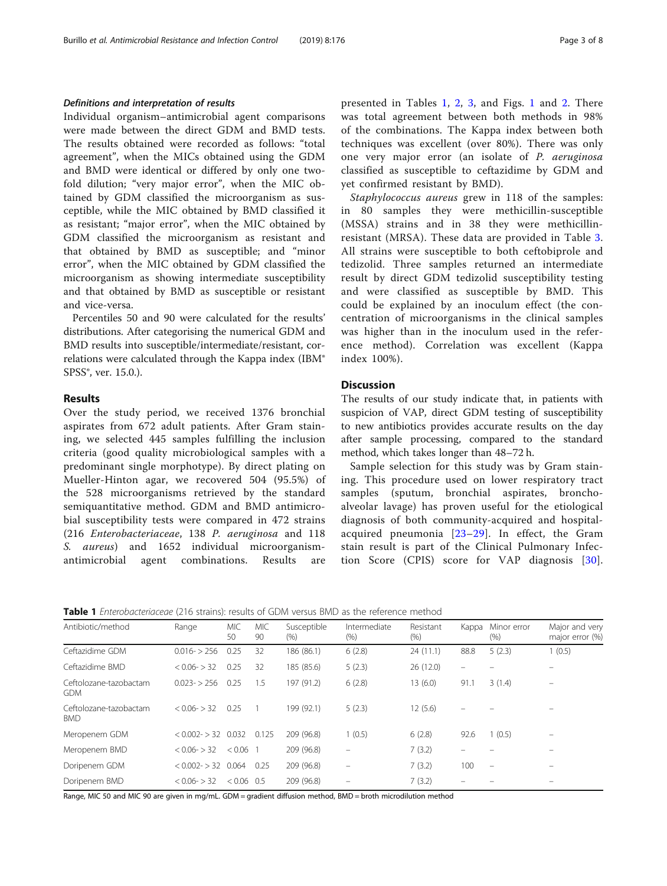#### Definitions and interpretation of results

Individual organism–antimicrobial agent comparisons were made between the direct GDM and BMD tests. The results obtained were recorded as follows: "total agreement", when the MICs obtained using the GDM and BMD were identical or differed by only one twofold dilution; "very major error", when the MIC obtained by GDM classified the microorganism as susceptible, while the MIC obtained by BMD classified it as resistant; "major error", when the MIC obtained by GDM classified the microorganism as resistant and that obtained by BMD as susceptible; and "minor error", when the MIC obtained by GDM classified the microorganism as showing intermediate susceptibility and that obtained by BMD as susceptible or resistant and vice-versa.

Percentiles 50 and 90 were calculated for the results' distributions. After categorising the numerical GDM and BMD results into susceptible/intermediate/resistant, correlations were calculated through the Kappa index (IBM® SPSS®, ver. 15.0.).

## Results

Over the study period, we received 1376 bronchial aspirates from 672 adult patients. After Gram staining, we selected 445 samples fulfilling the inclusion criteria (good quality microbiological samples with a predominant single morphotype). By direct plating on Mueller-Hinton agar, we recovered 504 (95.5%) of the 528 microorganisms retrieved by the standard semiquantitative method. GDM and BMD antimicrobial susceptibility tests were compared in 472 strains (216 *Enterobacteriaceae*, 138 *P. aeruginosa* and 118 *S. aureus*) and 1652 individual microorganism-antimicrobial agent combinations. Results are presented in Tables 1, 2, 3, and Figs. 1 and 2. There was total agreement between both methods in 98% of the combinations. The Kappa index between both techniques was excellent (over 80%). There was only one very major error (an isolate of *P. aeruginosa* classified as susceptible to ceftazidime by GDM and yet confirmed resistant by BMD).

*Staphylococcus aureus* grew in 118 of the samples: in 80 samples they were methicillin-susceptible (MSSA) strains and in 38 they were methicillin-resistant (MRSA). These data are provided in Table 3. All strains were susceptible to both ceftobiprole and tedizolid. Three samples returned an intermediate result by direct GDM tedizolid susceptibility testing and were classified as susceptible by BMD. This could be explained by an inoculum effect (the concentration of microorganisms in the clinical samples was higher than in the inoculum used in the reference method). Correlation was excellent (Kappa index 100%).

## Discussion

The results of our study indicate that, in patients with suspicion of VAP, direct GDM testing of susceptibility to new antibiotics provides accurate results on the day after sample processing, compared to the standard method, which takes longer than 48–72 h.

Sample selection for this study was by Gram staining. This procedure used on lower respiratory tract samples (sputum, bronchial aspirates, bronchoalveolar lavage) has proven useful for the etiological diagnosis of both community-acquired and hospital-acquired pneumonia [23–29]. In effect, the Gram stain result is part of the Clinical Pulmonary Infection Score (CPIS) score for VAP diagnosis [30].

**Table 1** *Enterobacteriaceae* (216 strains): results of GDM versus BMD as the reference method

| Antibiotic/method | Range | MIC 50 | MIC 90 | Susceptible (%) | Intermediate (%) | Resistant (%) | Kappa | Minor error (%) | Major and very major error (%) |
|---|---|---|---|---|---|---|---|---|---|
| Ceftazidime GDM | 0.016- > 256 | 0.25 | 32 | 186 (86.1) | 6 (2.8) | 24 (11.1) | 88.8 | 5 (2.3) | 1 (0.5) |
| Ceftazidime BMD | < 0.06- > 32 | 0.25 | 32 | 185 (85.6) | 5 (2.3) | 26 (12.0) | – | – | – |
| Ceftolozane-tazobactam GDM | 0.023- > 256 | 0.25 | 1.5 | 197 (91.2) | 6 (2.8) | 13 (6.0) | 91.1 | 3 (1.4) | – |
| Ceftolozane-tazobactam BMD | < 0.06- > 32 | 0.25 | 1 | 199 (92.1) | 5 (2.3) | 12 (5.6) | – | – | – |
| Meropenem GDM | < 0.002- > 32 | 0.032 | 0.125 | 209 (96.8) | 1 (0.5) | 6 (2.8) | 92.6 | 1 (0.5) | – |
| Meropenem BMD | < 0.06- > 32 | < 0.06 | 1 | 209 (96.8) | – | 7 (3.2) | – | – | – |
| Doripenem GDM | < 0.002- > 32 | 0.064 | 0.25 | 209 (96.8) | – | 7 (3.2) | 100 | – | – |
| Doripenem BMD | < 0.06- > 32 | < 0.06 | 0.5 | 209 (96.8) | – | 7 (3.2) | – | – | – |

Range, MIC 50 and MIC 90 are given in mg/mL. GDM = gradient diffusion method, BMD = broth microdilution method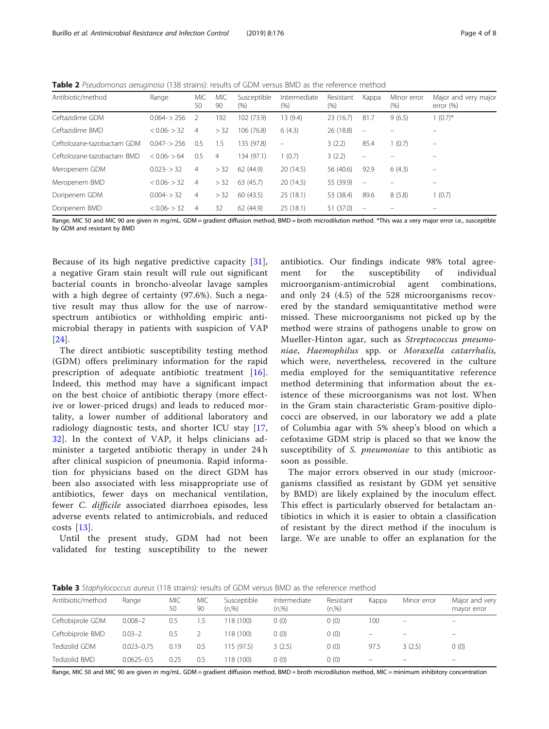**Table 2** *Pseudomonas aeruginosa* (138 strains): results of GDM versus BMD as the reference method

| Antibiotic/method | Range | MIC 50 | MIC 90 | Susceptible (%) | Intermediate (%) | Resistant (%) | Kappa | Minor error (%) | Major and very major error (%) |
|---|---|---|---|---|---|---|---|---|---|
| Ceftazidime GDM | 0.064- > 256 | 2 | 192 | 102 (73.9) | 13 (9.4) | 23 (16.7) | 81.7 | 9 (6.5) | 1 (0.7)* |
| Ceftazidime BMD | < 0.06- > 32 | 4 | > 32 | 106 (76.8) | 6 (4.3) | 26 (18.8) | – | – | – |
| Ceftolozane-tazobactam GDM | 0.047- > 256 | 0.5 | 1.5 | 135 (97.8) | – | 3 (2.2) | 85.4 | 1 (0.7) | – |
| Ceftolozane-tazobactam BMD | < 0.06- > 64 | 0.5 | 4 | 134 (97.1) | 1 (0.7) | 3 (2.2) | – | – | – |
| Meropenem GDM | 0.023- > 32 | 4 | > 32 | 62 (44.9) | 20 (14.5) | 56 (40.6) | 92.9 | 6 (4.3) | – |
| Meropenem BMD | < 0.06- > 32 | 4 | > 32 | 63 (45.7) | 20 (14.5) | 55 (39.9) | – | – | – |
| Doripenem GDM | 0.004- > 32 | 4 | > 32 | 60 (43.5) | 25 (18.1) | 53 (38.4) | 89.6 | 8 (5.8) | 1 (0.7) |
| Doripenem BMD | < 0.06- > 32 | 4 | 32 | 62 (44.9) | 25 (18.1) | 51 (37.0) | – | – | – |

Range, MIC 50 and MIC 90 are given in mg/mL. GDM = gradient diffusion method, BMD = broth microdilution method. *This was a very major error i.e., susceptible by GDM and resistant by BMD

Because of its high negative predictive capacity [31], a negative Gram stain result will rule out significant bacterial counts in broncho-alveolar lavage samples with a high degree of certainty (97.6%). Such a negative result may thus allow for the use of narrow-spectrum antibiotics or withholding empiric antimicrobial therapy in patients with suspicion of VAP [24].

The direct antibiotic susceptibility testing method (GDM) offers preliminary information for the rapid prescription of adequate antibiotic treatment [16]. Indeed, this method may have a significant impact on the best choice of antibiotic therapy (more effective or lower-priced drugs) and leads to reduced mortality, a lower number of additional laboratory and radiology diagnostic tests, and shorter ICU stay [17, 32]. In the context of VAP, it helps clinicians administer a targeted antibiotic therapy in under 24 h after clinical suspicion of pneumonia. Rapid information for physicians based on the direct GDM has been also associated with less misappropriate use of antibiotics, fewer days on mechanical ventilation, fewer *C. difficile* associated diarrhoea episodes, less adverse events related to antimicrobials, and reduced costs [13].

Until the present study, GDM had not been validated for testing susceptibility to the newer antibiotics. Our findings indicate 98% total agreement for the susceptibility of individual microorganism-antimicrobial agent combinations, and only 24 (4.5) of the 528 microorganisms recovered by the standard semiquantitative method were missed. These microorganisms not picked up by the method were strains of pathogens unable to grow on Mueller-Hinton agar, such as *Streptococcus pneumoniae*, *Haemophilus* spp. or *Moraxella catarrhalis,* which were, nevertheless*,* recovered in the culture media employed for the semiquantitative reference method determining that information about the existence of these microorganisms was not lost. When in the Gram stain characteristic Gram-positive diplococci are observed, in our laboratory we add a plate of Columbia agar with 5% sheep's blood on which a cefotaxime GDM strip is placed so that we know the susceptibility of *S. pneumoniae* to this antibiotic as soon as possible.

The major errors observed in our study (microorganisms classified as resistant by GDM yet sensitive by BMD) are likely explained by the inoculum effect. This effect is particularly observed for betalactam antibiotics in which it is easier to obtain a classification of resistant by the direct method if the inoculum is large. We are unable to offer an explanation for the

**Table 3** *Staphylococcus aureus* (118 strains): results of GDM versus BMD as the reference method

| Antibiotic/method | Range | MIC 50 | MIC 90 | Susceptible (n,%) | Intermediate (n,%) | Resistant (n,%) | Kappa | Minor error | Major and very mayor error |
|---|---|---|---|---|---|---|---|---|---|
| Ceftobiprole GDM | 0.008–2 | 0.5 | 1.5 | 118 (100) | 0 (0) | 0 (0) | 100 | – | – |
| Ceftobiprole BMD | 0.03–2 | 0.5 | 2 | 118 (100) | 0 (0) | 0 (0) | – | – | – |
| Tedizolid GDM | 0.023–0.75 | 0.19 | 0.5 | 115 (97.5) | 3 (2.5) | 0 (0) | 97.5 | 3 (2.5) | 0 (0) |
| Tedizolid BMD | 0.0625–0.5 | 0.25 | 0.5 | 118 (100) | 0 (0) | 0 (0) | – | – | – |

Range, MIC 50 and MIC 90 are given in mg/mL. GDM = gradient diffusion method, BMD = broth microdilution method, MIC = minimum inhibitory concentration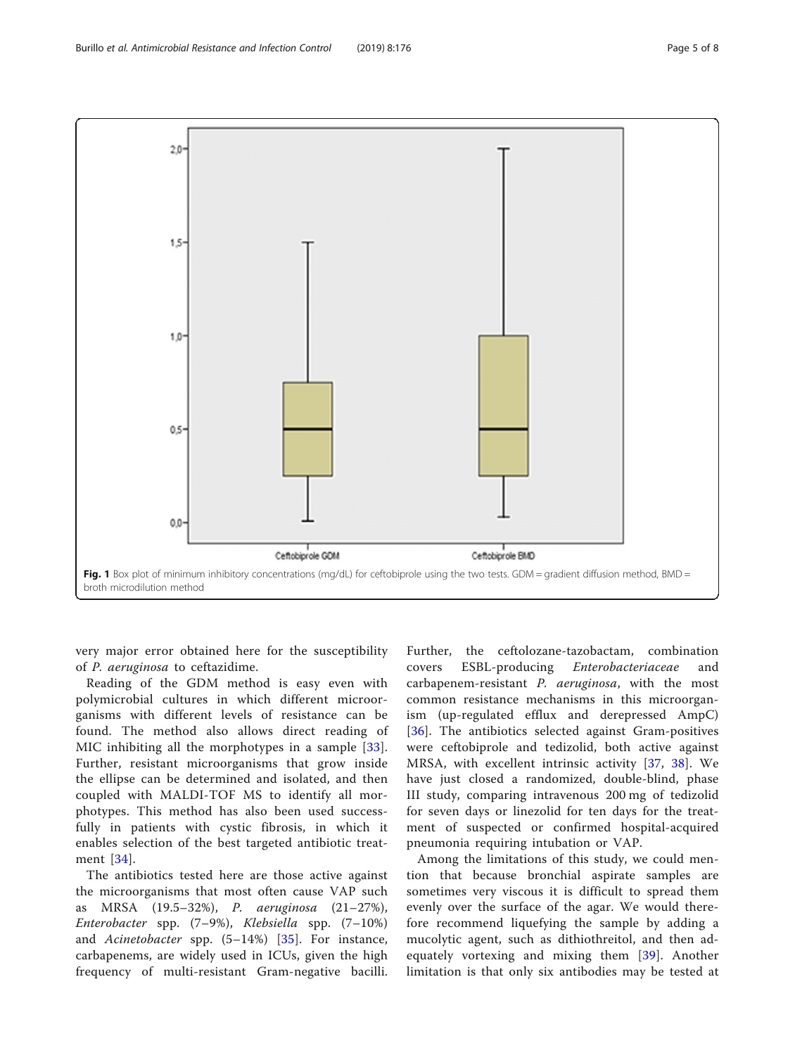Fig. 1 Box plot of minimum inhibitory concentrations (mg/dL) for ceftobiprole using the two tests. GDM = gradient diffusion method, BMD = broth microdilution method

very major error obtained here for the susceptibility of *P. aeruginosa* to ceftazidime.

Reading of the GDM method is easy even with polymicrobial cultures in which different microorganisms with different levels of resistance can be found. The method also allows direct reading of MIC inhibiting all the morphotypes in a sample [33]. Further, resistant microorganisms that grow inside the ellipse can be determined and isolated, and then coupled with MALDI-TOF MS to identify all morphotypes. This method has also been used successfully in patients with cystic fibrosis, in which it enables selection of the best targeted antibiotic treatment [34].

The antibiotics tested here are those active against the microorganisms that most often cause VAP such as MRSA (19.5–32%), *P. aeruginosa* (21–27%), *Enterobacter* spp. (7–9%), *Klebsiella* spp. (7–10%) and *Acinetobacter* spp. (5–14%) [35]. For instance, carbapenems, are widely used in ICUs, given the high frequency of multi-resistant Gram-negative bacilli. Further, the ceftolozane-tazobactam, combination covers ESBL-producing *Enterobacteriaceae* and carbapenem-resistant *P. aeruginosa*, with the most common resistance mechanisms in this microorganism (up-regulated efflux and derepressed AmpC) [36]. The antibiotics selected against Gram-positives were ceftobiprole and tedizolid, both active against MRSA, with excellent intrinsic activity [37, 38]. We have just closed a randomized, double-blind, phase III study, comparing intravenous 200 mg of tedizolid for seven days or linezolid for ten days for the treatment of suspected or confirmed hospital-acquired pneumonia requiring intubation or VAP.

Among the limitations of this study, we could mention that because bronchial aspirate samples are sometimes very viscous it is difficult to spread them evenly over the surface of the agar. We would therefore recommend liquefying the sample by adding a mucolytic agent, such as dithiothreitol, and then adequately vortexing and mixing them [39]. Another limitation is that only six antibodies may be tested at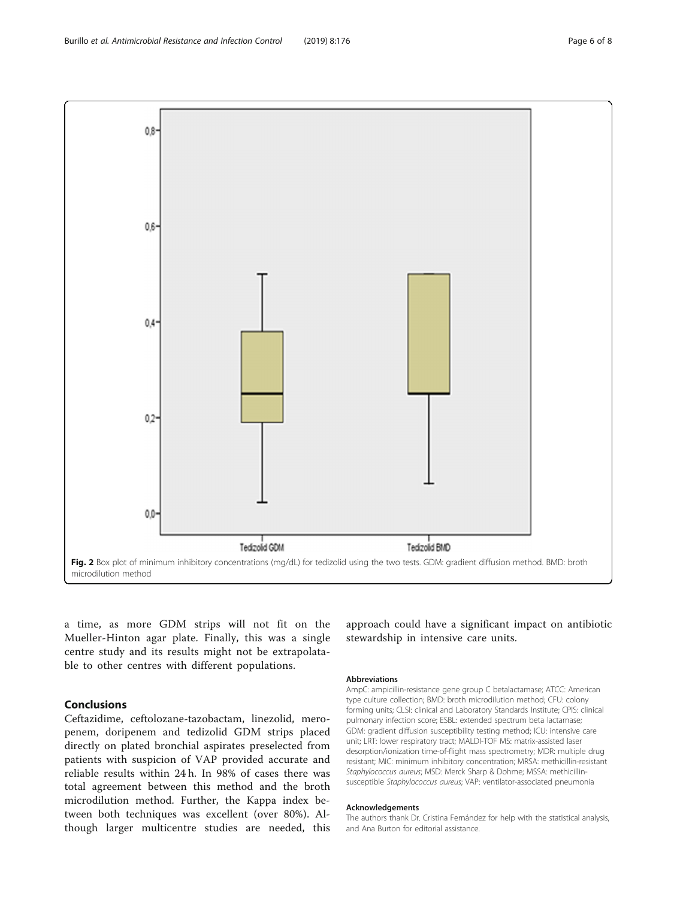Fig. 2 Box plot of minimum inhibitory concentrations (mg/dL) for tedizolid using the two tests. GDM: gradient diffusion method. BMD: broth microdilution method

a time, as more GDM strips will not fit on the Mueller-Hinton agar plate. Finally, this was a single centre study and its results might not be extrapolatable to other centres with different populations.

## Conclusions

Ceftazidime, ceftolozane-tazobactam, linezolid, meropenem, doripenem and tedizolid GDM strips placed directly on plated bronchial aspirates preselected from patients with suspicion of VAP provided accurate and reliable results within 24 h. In 98% of cases there was total agreement between this method and the broth microdilution method. Further, the Kappa index between both techniques was excellent (over 80%). Although larger multicentre studies are needed, this approach could have a significant impact on antibiotic stewardship in intensive care units.

#### Abbreviations

AmpC: ampicillin-resistance gene group C betalactamase; ATCC: American type culture collection; BMD: broth microdilution method; CFU: colony forming units; CLSI: clinical and Laboratory Standards Institute; CPIS: clinical pulmonary infection score; ESBL: extended spectrum beta lactamase; GDM: gradient diffusion susceptibility testing method; ICU: intensive care unit; LRT: lower respiratory tract; MALDI-TOF MS: matrix-assisted laser desorption/ionization time-of-flight mass spectrometry; MDR: multiple drug resistant; MIC: minimum inhibitory concentration; MRSA: methicillin-resistant *Staphylococcus aureus*; MSD: Merck Sharp & Dohme; MSSA: methicillin-susceptible *Staphylococcus aureus*; VAP: ventilator-associated pneumonia

#### Acknowledgements

The authors thank Dr. Cristina Fernández for help with the statistical analysis, and Ana Burton for editorial assistance.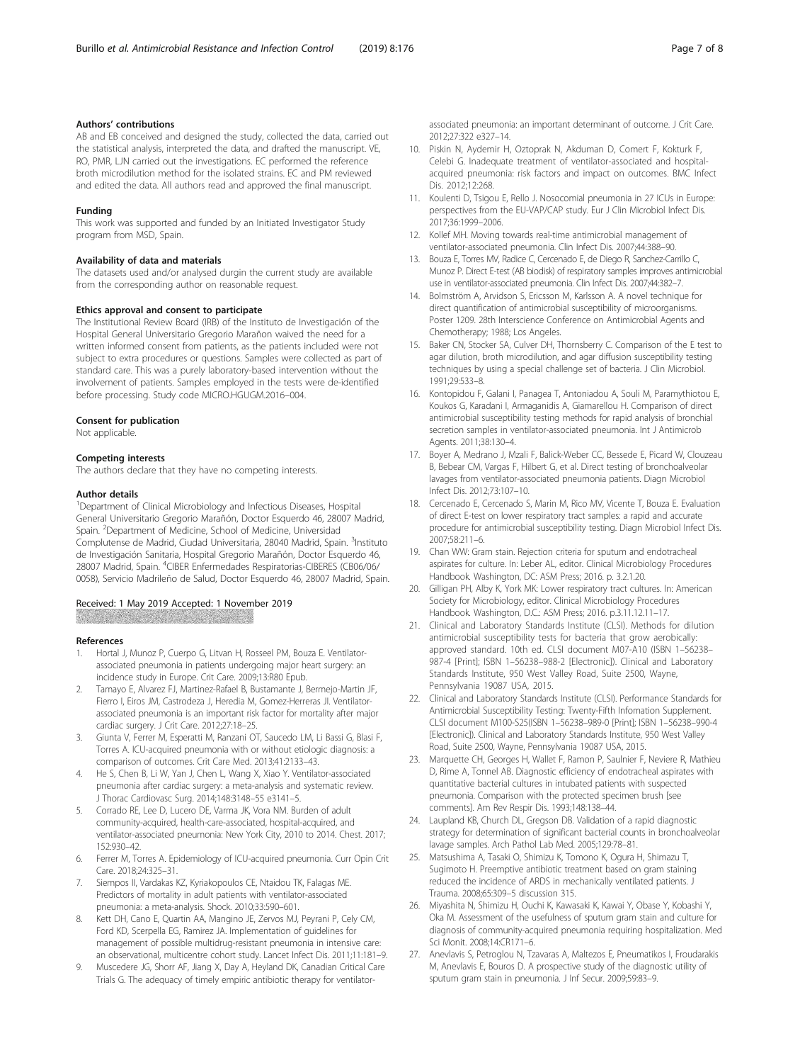### Authors' contributions

AB and EB conceived and designed the study, collected the data, carried out the statistical analysis, interpreted the data, and drafted the manuscript. VE, RO, PMR, LJN carried out the investigations. EC performed the reference broth microdilution method for the isolated strains. EC and PM reviewed and edited the data. All authors read and approved the final manuscript.

### Funding

This work was supported and funded by an Initiated Investigator Study program from MSD, Spain.

### Availability of data and materials

The datasets used and/or analysed durgin the current study are available from the corresponding author on reasonable request.

### Ethics approval and consent to participate

The Institutional Review Board (IRB) of the Instituto de Investigación of the Hospital General Universitario Gregorio Marañon waived the need for a written informed consent from patients, as the patients included were not subject to extra procedures or questions. Samples were collected as part of standard care. This was a purely laboratory-based intervention without the involvement of patients. Samples employed in the tests were de-identified before processing. Study code MICRO.HGUGM.2016–004.

### Consent for publication

Not applicable.

### Competing interests

The authors declare that they have no competing interests.

### Author details

[1]Department of Clinical Microbiology and Infectious Diseases, Hospital General Universitario Gregorio Marañón, Doctor Esquerdo 46, 28007 Madrid, Spain. [2]Department of Medicine, School of Medicine, Universidad Complutense de Madrid, Ciudad Universitaria, 28040 Madrid, Spain. [3]Instituto de Investigación Sanitaria, Hospital Gregorio Marañón, Doctor Esquerdo 46, 28007 Madrid, Spain. [4]CIBER Enfermedades Respiratorias-CIBERES (CB06/06/0058), Servicio Madrileño de Salud, Doctor Esquerdo 46, 28007 Madrid, Spain.

Received: 1 May 2019 Accepted: 1 November 2019

### References

1. Hortal J, Munoz P, Cuerpo G, Litvan H, Rosseel PM, Bouza E. Ventilator-associated pneumonia in patients undergoing major heart surgery: an incidence study in Europe. Crit Care. 2009;13:R80 Epub.
2. Tamayo E, Alvarez FJ, Martinez-Rafael B, Bustamante J, Bermejo-Martin JF, Fierro I, Eiros JM, Castrodeza J, Heredia M, Gomez-Herreras JI. Ventilator-associated pneumonia is an important risk factor for mortality after major cardiac surgery. J Crit Care. 2012;27:18–25.
3. Giunta V, Ferrer M, Esperatti M, Ranzani OT, Saucedo LM, Li Bassi G, Blasi F, Torres A. ICU-acquired pneumonia with or without etiologic diagnosis: a comparison of outcomes. Crit Care Med. 2013;41:2133–43.
4. He S, Chen B, Li W, Yan J, Chen L, Wang X, Xiao Y. Ventilator-associated pneumonia after cardiac surgery: a meta-analysis and systematic review. J Thorac Cardiovasc Surg. 2014;148:3148–55 e3141–5.
5. Corrado RE, Lee D, Lucero DE, Varma JK, Vora NM. Burden of adult community-acquired, health-care-associated, hospital-acquired, and ventilator-associated pneumonia: New York City, 2010 to 2014. Chest. 2017;152:930–42.
6. Ferrer M, Torres A. Epidemiology of ICU-acquired pneumonia. Curr Opin Crit Care. 2018;24:325–31.
7. Siempos II, Vardakas KZ, Kyriakopoulos CE, Ntaidou TK, Falagas ME. Predictors of mortality in adult patients with ventilator-associated pneumonia: a meta-analysis. Shock. 2010;33:590–601.
8. Kett DH, Cano E, Quartin AA, Mangino JE, Zervos MJ, Peyrani P, Cely CM, Ford KD, Scerpella EG, Ramirez JA. Implementation of guidelines for management of possible multidrug-resistant pneumonia in intensive care: an observational, multicentre cohort study. Lancet Infect Dis. 2011;11:181–9.
9. Muscedere JG, Shorr AF, Jiang X, Day A, Heyland DK, Canadian Critical Care Trials G. The adequacy of timely empiric antibiotic therapy for ventilator-associated pneumonia: an important determinant of outcome. J Crit Care. 2012;27:322 e327–14.
10. Piskin N, Aydemir H, Oztoprak N, Akduman D, Comert F, Kokturk F, Celebi G. Inadequate treatment of ventilator-associated and hospital-acquired pneumonia: risk factors and impact on outcomes. BMC Infect Dis. 2012;12:268.
11. Koulenti D, Tsigou E, Rello J. Nosocomial pneumonia in 27 ICUs in Europe: perspectives from the EU-VAP/CAP study. Eur J Clin Microbiol Infect Dis. 2017;36:1999–2006.
12. Kollef MH. Moving towards real-time antimicrobial management of ventilator-associated pneumonia. Clin Infect Dis. 2007;44:388–90.
13. Bouza E, Torres MV, Radice C, Cercenado E, de Diego R, Sanchez-Carrillo C, Munoz P. Direct E-test (AB biodisk) of respiratory samples improves antimicrobial use in ventilator-associated pneumonia. Clin Infect Dis. 2007;44:382–7.
14. Bolmström A, Arvidson S, Ericsson M, Karlsson A. A novel technique for direct quantification of antimicrobial susceptibility of microorganisms. Poster 1209. 28th Interscience Conference on Antimicrobial Agents and Chemotherapy; 1988; Los Angeles.
15. Baker CN, Stocker SA, Culver DH, Thornsberry C. Comparison of the E test to agar dilution, broth microdilution, and agar diffusion susceptibility testing techniques by using a special challenge set of bacteria. J Clin Microbiol. 1991;29:533–8.
16. Kontopidou F, Galani I, Panagea T, Antoniadou A, Souli M, Paramythiotou E, Koukos G, Karadani I, Armaganidis A, Giamarellou H. Comparison of direct antimicrobial susceptibility testing methods for rapid analysis of bronchial secretion samples in ventilator-associated pneumonia. Int J Antimicrob Agents. 2011;38:130–4.
17. Boyer A, Medrano J, Mzali F, Balick-Weber CC, Bessede E, Picard W, Clouzeau B, Bebear CM, Vargas F, Hilbert G, et al. Direct testing of bronchoalveolar lavages from ventilator-associated pneumonia patients. Diagn Microbiol Infect Dis. 2012;73:107–10.
18. Cercenado E, Cercenado S, Marin M, Rico MV, Vicente T, Bouza E. Evaluation of direct E-test on lower respiratory tract samples: a rapid and accurate procedure for antimicrobial susceptibility testing. Diagn Microbiol Infect Dis. 2007;58:211–6.
19. Chan WW: Gram stain. Rejection criteria for sputum and endotracheal aspirates for culture. In: Leber AL, editor. Clinical Microbiology Procedures Handbook. Washington, DC: ASM Press; 2016. p. 3.2.1.20.
20. Gilligan PH, Alby K, York MK: Lower respiratory tract cultures. In: American Society for Microbiology, editor. Clinical Microbiology Procedures Handbook. Washington, D.C.: ASM Press; 2016. p.3.11.12.11–17.
21. Clinical and Laboratory Standards Institute (CLSI). Methods for dilution antimicrobial susceptibility tests for bacteria that grow aerobically: approved standard. 10th ed. CLSI document M07-A10 (ISBN 1–56238–987-4 [Print]; ISBN 1–56238–988-2 [Electronic]). Clinical and Laboratory Standards Institute, 950 West Valley Road, Suite 2500, Wayne, Pennsylvania 19087 USA, 2015.
22. Clinical and Laboratory Standards Institute (CLSI). Performance Standards for Antimicrobial Susceptibility Testing: Twenty-Fifth Infomation Supplement. CLSI document M100-S25(ISBN 1–56238–989-0 [Print]; ISBN 1–56238–990-4 [Electronic]). Clinical and Laboratory Standards Institute, 950 West Valley Road, Suite 2500, Wayne, Pennsylvania 19087 USA, 2015.
23. Marquette CH, Georges H, Wallet F, Ramon P, Saulnier F, Neviere R, Mathieu D, Rime A, Tonnel AB. Diagnostic efficiency of endotracheal aspirates with quantitative bacterial cultures in intubated patients with suspected pneumonia. Comparison with the protected specimen brush [see comments]. Am Rev Respir Dis. 1993;148:138–44.
24. Laupland KB, Church DL, Gregson DB. Validation of a rapid diagnostic strategy for determination of significant bacterial counts in bronchoalveolar lavage samples. Arch Pathol Lab Med. 2005;129:78–81.
25. Matsushima A, Tasaki O, Shimizu K, Tomono K, Ogura H, Shimazu T, Sugimoto H. Preemptive antibiotic treatment based on gram staining reduced the incidence of ARDS in mechanically ventilated patients. J Trauma. 2008;65:309–5 discussion 315.
26. Miyashita N, Shimizu H, Ouchi K, Kawasaki K, Kawai Y, Obase Y, Kobashi Y, Oka M. Assessment of the usefulness of sputum gram stain and culture for diagnosis of community-acquired pneumonia requiring hospitalization. Med Sci Monit. 2008;14:CR171–6.
27. Anevlavis S, Petroglou N, Tzavaras A, Maltezos E, Pneumatikos I, Froudarakis M, Anevlavis E, Bouros D. A prospective study of the diagnostic utility of sputum gram stain in pneumonia. J Inf Secur. 2009;59:83–9.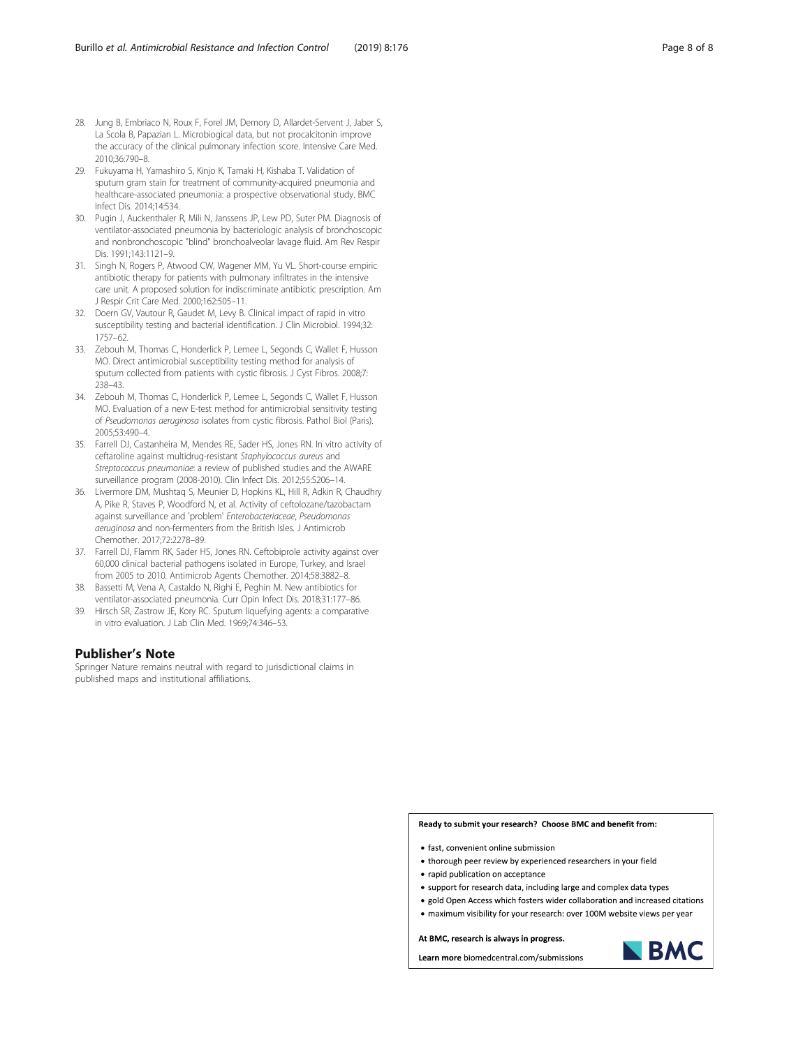28. Jung B, Embriaco N, Roux F, Forel JM, Demory D, Allardet-Servent J, Jaber S, La Scola B, Papazian L. Microbiogical data, but not procalcitonin improve the accuracy of the clinical pulmonary infection score. Intensive Care Med. 2010;36:790–8.
29. Fukuyama H, Yamashiro S, Kinjo K, Tamaki H, Kishaba T. Validation of sputum gram stain for treatment of community-acquired pneumonia and healthcare-associated pneumonia: a prospective observational study. BMC Infect Dis. 2014;14:534.
30. Pugin J, Auckenthaler R, Mili N, Janssens JP, Lew PD, Suter PM. Diagnosis of ventilator-associated pneumonia by bacteriologic analysis of bronchoscopic and nonbronchoscopic "blind" bronchoalveolar lavage fluid. Am Rev Respir Dis. 1991;143:1121–9.
31. Singh N, Rogers P, Atwood CW, Wagener MM, Yu VL. Short-course empiric antibiotic therapy for patients with pulmonary infiltrates in the intensive care unit. A proposed solution for indiscriminate antibiotic prescription. Am J Respir Crit Care Med. 2000;162:505–11.
32. Doern GV, Vautour R, Gaudet M, Levy B. Clinical impact of rapid in vitro susceptibility testing and bacterial identification. J Clin Microbiol. 1994;32:1757–62.
33. Zebouh M, Thomas C, Honderlick P, Lemee L, Segonds C, Wallet F, Husson MO. Direct antimicrobial susceptibility testing method for analysis of sputum collected from patients with cystic fibrosis. J Cyst Fibros. 2008;7:238–43.
34. Zebouh M, Thomas C, Honderlick P, Lemee L, Segonds C, Wallet F, Husson MO. Evaluation of a new E-test method for antimicrobial sensitivity testing of *Pseudomonas aeruginosa* isolates from cystic fibrosis. Pathol Biol (Paris). 2005;53:490–4.
35. Farrell DJ, Castanheira M, Mendes RE, Sader HS, Jones RN. In vitro activity of ceftaroline against multidrug-resistant *Staphylococcus aureus* and *Streptococcus pneumoniae*: a review of published studies and the AWARE surveillance program (2008-2010). Clin Infect Dis. 2012;55:S206–14.
36. Livermore DM, Mushtaq S, Meunier D, Hopkins KL, Hill R, Adkin R, Chaudhry A, Pike R, Staves P, Woodford N, et al. Activity of ceftolozane/tazobactam against surveillance and 'problem' *Enterobacteriaceae*, *Pseudomonas aeruginosa* and non-fermenters from the British Isles. J Antimicrob Chemother. 2017;72:2278–89.
37. Farrell DJ, Flamm RK, Sader HS, Jones RN. Ceftobiprole activity against over 60,000 clinical bacterial pathogens isolated in Europe, Turkey, and Israel from 2005 to 2010. Antimicrob Agents Chemother. 2014;58:3882–8.
38. Bassetti M, Vena A, Castaldo N, Righi E, Peghin M. New antibiotics for ventilator-associated pneumonia. Curr Opin Infect Dis. 2018;31:177–86.
39. Hirsch SR, Zastrow JE, Kory RC. Sputum liquefying agents: a comparative in vitro evaluation. J Lab Clin Med. 1969;74:346–53.

## Publisher's Note

Springer Nature remains neutral with regard to jurisdictional claims in published maps and institutional affiliations.

**Ready to submit your research? Choose BMC and benefit from:**

- fast, convenient online submission
- thorough peer review by experienced researchers in your field
- rapid publication on acceptance
- support for research data, including large and complex data types
- gold Open Access which fosters wider collaboration and increased citations
- maximum visibility for your research: over 100M website views per year

**At BMC, research is always in progress.**

**Learn more** biomedcentral.com/submissions